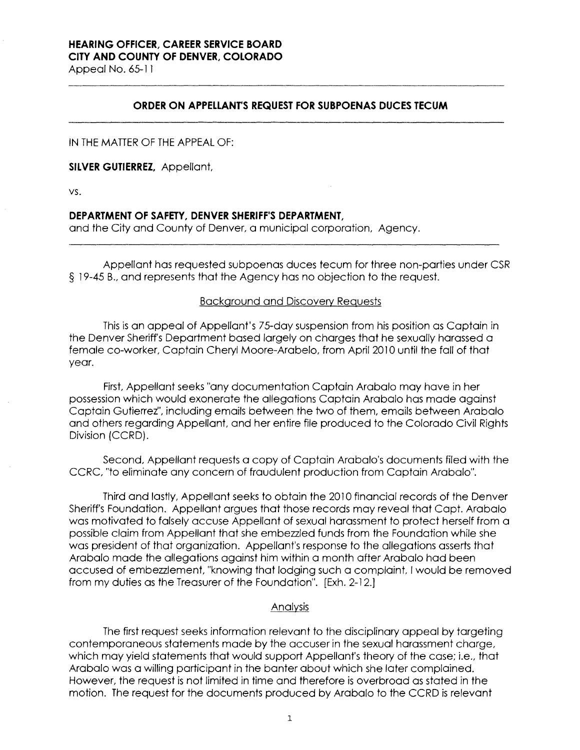**HEARING OFFICER, CAREER SERVICE BOARD**
**CITY AND COUNTY OF DENVER, COLORADO**
Appeal No. 65-11

---

## ORDER ON APPELLANT'S REQUEST FOR SUBPOENAS DUCES TECUM

---

IN THE MATTER OF THE APPEAL OF:

**SILVER GUTIERREZ**, Appellant,

vs.

**DEPARTMENT OF SAFETY, DENVER SHERIFF'S DEPARTMENT,**
and the City and County of Denver, a municipal corporation, Agency.

---

Appellant has requested subpoenas duces tecum for three non-parties under CSR § 19-45 B., and represents that the Agency has no objection to the request.

### Background and Discovery Requests

This is an appeal of Appellant's 75-day suspension from his position as Captain in the Denver Sheriff's Department based largely on charges that he sexually harassed a female co-worker, Captain Cheryl Moore-Arabelo, from April 2010 until the fall of that year.

First, Appellant seeks "any documentation Captain Arabalo may have in her possession which would exonerate the allegations Captain Arabalo has made against Captain Gutierrez", including emails between the two of them, emails between Arabalo and others regarding Appellant, and her entire file produced to the Colorado Civil Rights Division (CCRD).

Second, Appellant requests a copy of Captain Arabalo's documents filed with the CCRC, "to eliminate any concern of fraudulent production from Captain Arabalo".

Third and lastly, Appellant seeks to obtain the 2010 financial records of the Denver Sheriff's Foundation. Appellant argues that those records may reveal that Capt. Arabalo was motivated to falsely accuse Appellant of sexual harassment to protect herself from a possible claim from Appellant that she embezzled funds from the Foundation while she was president of that organization. Appellant's response to the allegations asserts that Arabalo made the allegations against him within a month after Arabalo had been accused of embezzlement, "knowing that lodging such a complaint, I would be removed from my duties as the Treasurer of the Foundation". [Exh. 2-12.]

### Analysis

The first request seeks information relevant to the disciplinary appeal by targeting contemporaneous statements made by the accuser in the sexual harassment charge, which may yield statements that would support Appellant's theory of the case; i.e., that Arabalo was a willing participant in the banter about which she later complained. However, the request is not limited in time and therefore is overbroad as stated in the motion. The request for the documents produced by Arabalo to the CCRD is relevant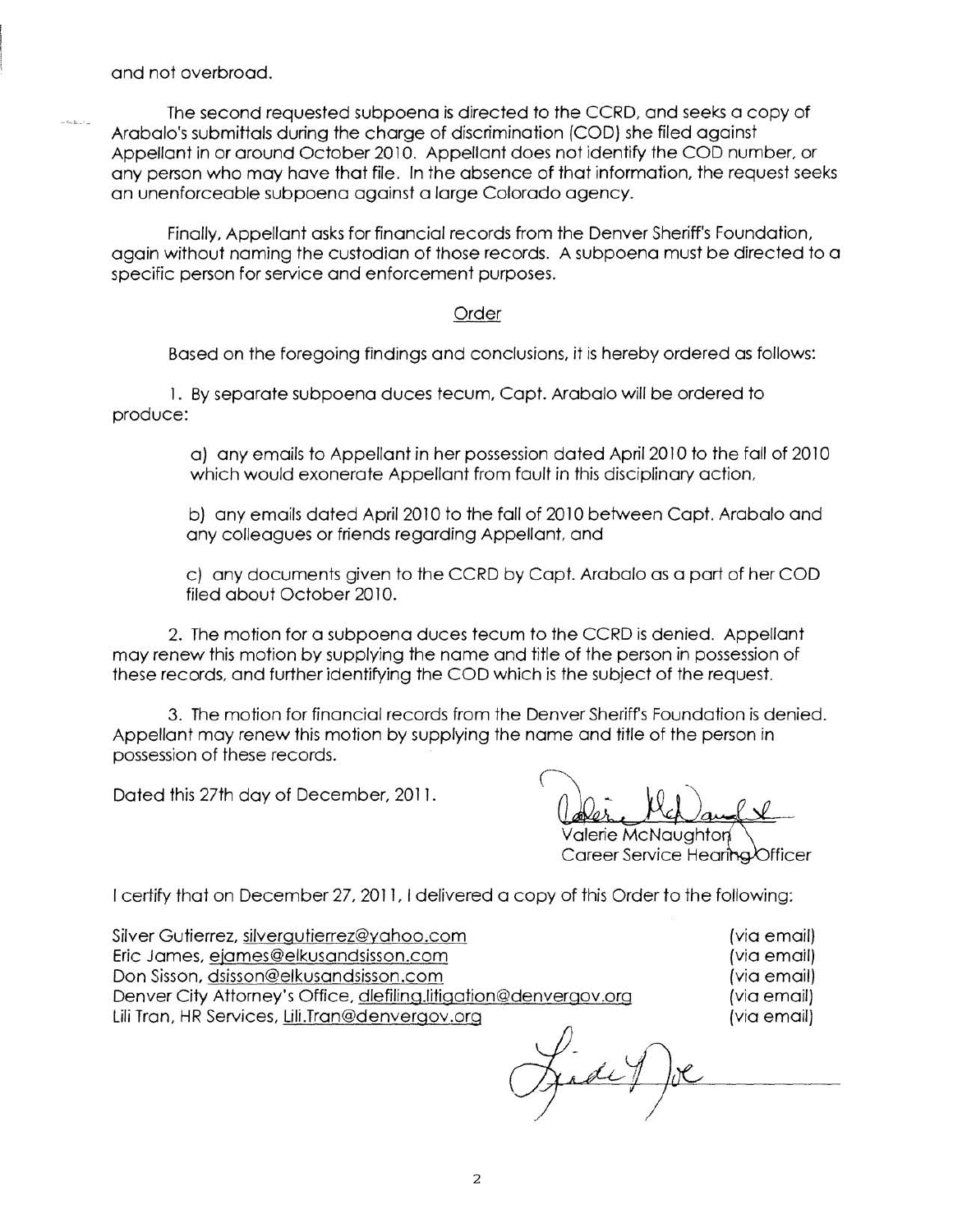and not overbroad.

The second requested subpoena is directed to the CCRD, and seeks a copy of Arabalo's submittals during the charge of discrimination (COD) she filed against Appellant in or around October 2010. Appellant does not identify the COD number, or any person who may have that file. In the absence of that information, the request seeks an unenforceable subpoena against a large Colorado agency.

Finally, Appellant asks for financial records from the Denver Sheriff's Foundation, again without naming the custodian of those records. A subpoena must be directed to a specific person for service and enforcement purposes.

## Order

Based on the foregoing findings and conclusions, it is hereby ordered as follows:

1. By separate subpoena duces tecum, Capt. Arabalo will be ordered to produce:

   a) any emails to Appellant in her possession dated April 2010 to the fall of 2010 which would exonerate Appellant from fault in this disciplinary action,

   b) any emails dated April 2010 to the fall of 2010 between Capt. Arabalo and any colleagues or friends regarding Appellant, and

   c) any documents given to the CCRD by Capt. Arabalo as a part of her COD filed about October 2010.

2. The motion for a subpoena duces tecum to the CCRD is denied. Appellant may renew this motion by supplying the name and title of the person in possession of these records, and further identifying the COD which is the subject of the request.

3. The motion for financial records from the Denver Sheriff's Foundation is denied. Appellant may renew this motion by supplying the name and title of the person in possession of these records.

Dated this 27th day of December, 2011.

Valerie McNaughton
Career Service Hearing Officer

I certify that on December 27, 2011, I delivered a copy of this Order to the following:

Silver Gutierrez, silvergutierrez@yahoo.com (via email)
Eric James, ejames@elkusandsisson.com (via email)
Don Sisson, dsisson@elkusandsisson.com (via email)
Denver City Attorney's Office, dlefiling.litigation@denvergov.org (via email)
Lili Tran, HR Services, Lili.Tran@denvergov.org (via email)